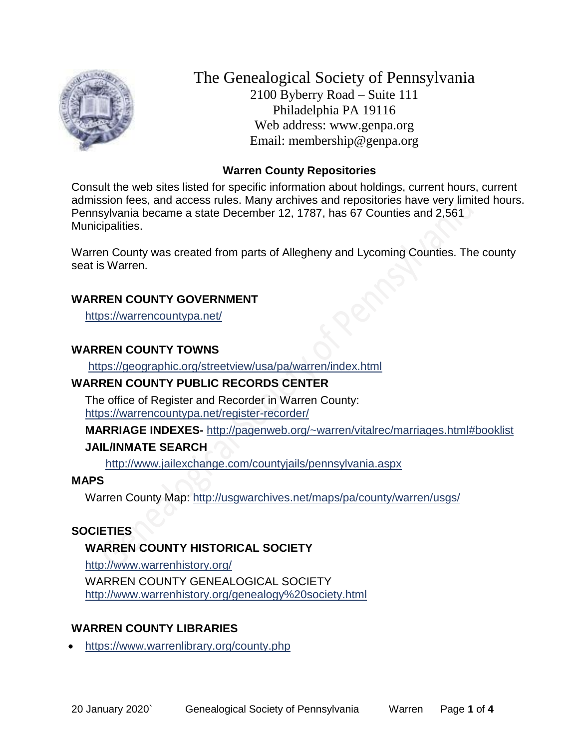# The Genealogical Society of Pennsylvania

2100 Byberry Road – Suite 111
Philadelphia PA 19116
Web address: www.genpa.org
Email: membership@genpa.org

## Warren County Repositories

Consult the web sites listed for specific information about holdings, current hours, current admission fees, and access rules. Many archives and repositories have very limited hours. Pennsylvania became a state December 12, 1787, has 67 Counties and 2,561 Municipalities.

Warren County was created from parts of Allegheny and Lycoming Counties. The county seat is Warren.

### WARREN COUNTY GOVERNMENT

https://warrencountypa.net/

### WARREN COUNTY TOWNS

https://geographic.org/streetview/usa/pa/warren/index.html

### WARREN COUNTY PUBLIC RECORDS CENTER

The office of Register and Recorder in Warren County:
https://warrencountypa.net/register-recorder/

**MARRIAGE INDEXES-** http://pagenweb.org/~warren/vitalrec/marriages.html#booklist

**JAIL/INMATE SEARCH**

http://www.jailexchange.com/countyjails/pennsylvania.aspx

### MAPS

Warren County Map: http://usgwarchives.net/maps/pa/county/warren/usgs/

### SOCIETIES

**WARREN COUNTY HISTORICAL SOCIETY**

http://www.warrenhistory.org/

WARREN COUNTY GENEALOGICAL SOCIETY
http://www.warrenhistory.org/genealogy%20society.html

### WARREN COUNTY LIBRARIES

- https://www.warrenlibrary.org/county.php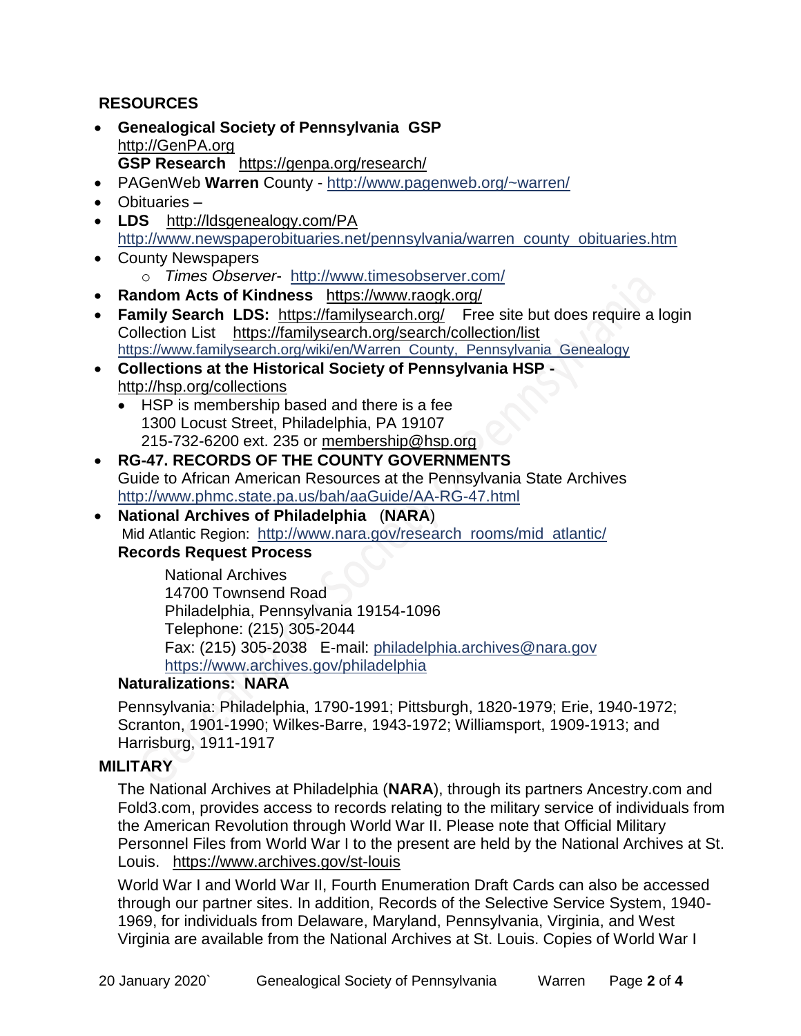**RESOURCES**

- **Genealogical Society of Pennsylvania GSP** http://GenPA.org
  **GSP Research** https://genpa.org/research/
- PAGenWeb **Warren** County - http://www.pagenweb.org/~warren/
- Obituaries –
- **LDS** http://ldsgenealogy.com/PA
  http://www.newspaperobituaries.net/pennsylvania/warren_county_obituaries.htm
- County Newspapers
  - *Times Observer*- http://www.timesobserver.com/
- **Random Acts of Kindness** https://www.raogk.org/
- **Family Search LDS:** https://familysearch.org/ Free site but does require a login
  Collection List https://familysearch.org/search/collection/list
  https://www.familysearch.org/wiki/en/Warren_County,_Pennsylvania_Genealogy
- **Collections at the Historical Society of Pennsylvania HSP -** http://hsp.org/collections
  - HSP is membership based and there is a fee
    1300 Locust Street, Philadelphia, PA 19107
    215-732-6200 ext. 235 or membership@hsp.org
- **RG-47. RECORDS OF THE COUNTY GOVERNMENTS**
  Guide to African American Resources at the Pennsylvania State Archives
  http://www.phmc.state.pa.us/bah/aaGuide/AA-RG-47.html
- **National Archives of Philadelphia** (**NARA**)
  Mid Atlantic Region: http://www.nara.gov/research_rooms/mid_atlantic/
  **Records Request Process**

  National Archives
  14700 Townsend Road
  Philadelphia, Pennsylvania 19154-1096
  Telephone: (215) 305-2044
  Fax: (215) 305-2038 E-mail: philadelphia.archives@nara.gov
  https://www.archives.gov/philadelphia

  **Naturalizations: NARA**

  Pennsylvania: Philadelphia, 1790-1991; Pittsburgh, 1820-1979; Erie, 1940-1972; Scranton, 1901-1990; Wilkes-Barre, 1943-1972; Williamsport, 1909-1913; and Harrisburg, 1911-1917

**MILITARY**

The National Archives at Philadelphia (**NARA**), through its partners Ancestry.com and Fold3.com, provides access to records relating to the military service of individuals from the American Revolution through World War II. Please note that Official Military Personnel Files from World War I to the present are held by the National Archives at St. Louis. https://www.archives.gov/st-louis

World War I and World War II, Fourth Enumeration Draft Cards can also be accessed through our partner sites. In addition, Records of the Selective Service System, 1940-1969, for individuals from Delaware, Maryland, Pennsylvania, Virginia, and West Virginia are available from the National Archives at St. Louis. Copies of World War I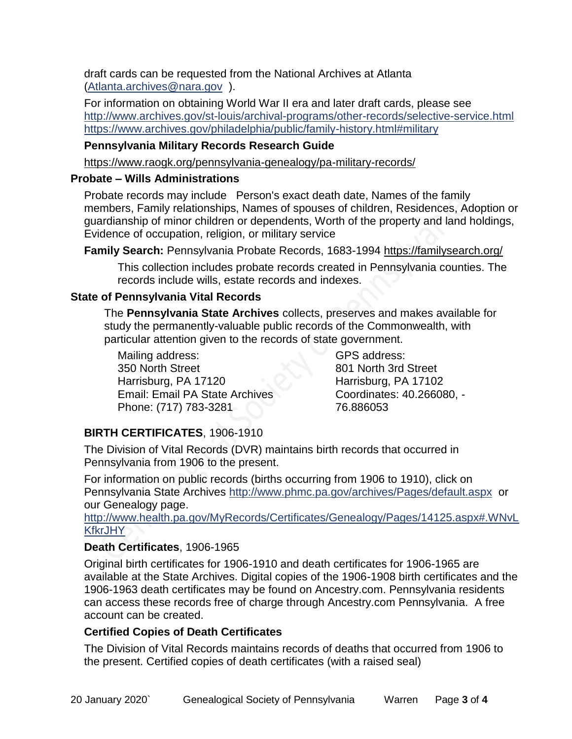draft cards can be requested from the National Archives at Atlanta (Atlanta.archives@nara.gov ).

For information on obtaining World War II era and later draft cards, please see
http://www.archives.gov/st-louis/archival-programs/other-records/selective-service.html
https://www.archives.gov/philadelphia/public/family-history.html#military

**Pennsylvania Military Records Research Guide**

https://www.raogk.org/pennsylvania-genealogy/pa-military-records/

### Probate – Wills Administrations

Probate records may include Person's exact death date, Names of the family members, Family relationships, Names of spouses of children, Residences, Adoption or guardianship of minor children or dependents, Worth of the property and land holdings, Evidence of occupation, religion, or military service

**Family Search:** Pennsylvania Probate Records, 1683-1994 https://familysearch.org/

This collection includes probate records created in Pennsylvania counties. The records include wills, estate records and indexes.

### State of Pennsylvania Vital Records

The **Pennsylvania State Archives** collects, preserves and makes available for study the permanently-valuable public records of the Commonwealth, with particular attention given to the records of state government.

Mailing address:
350 North Street
Harrisburg, PA 17120
Email: Email PA State Archives
Phone: (717) 783-3281

GPS address:
801 North 3rd Street
Harrisburg, PA 17102
Coordinates: 40.266080, -76.886053

**BIRTH CERTIFICATES**, 1906-1910

The Division of Vital Records (DVR) maintains birth records that occurred in Pennsylvania from 1906 to the present.

For information on public records (births occurring from 1906 to 1910), click on Pennsylvania State Archives http://www.phmc.pa.gov/archives/Pages/default.aspx or our Genealogy page.
http://www.health.pa.gov/MyRecords/Certificates/Genealogy/Pages/14125.aspx#.WNvLKfkrJHY

**Death Certificates**, 1906-1965

Original birth certificates for 1906-1910 and death certificates for 1906-1965 are available at the State Archives. Digital copies of the 1906-1908 birth certificates and the 1906-1963 death certificates may be found on Ancestry.com. Pennsylvania residents can access these records free of charge through Ancestry.com Pennsylvania. A free account can be created.

**Certified Copies of Death Certificates**

The Division of Vital Records maintains records of deaths that occurred from 1906 to the present. Certified copies of death certificates (with a raised seal)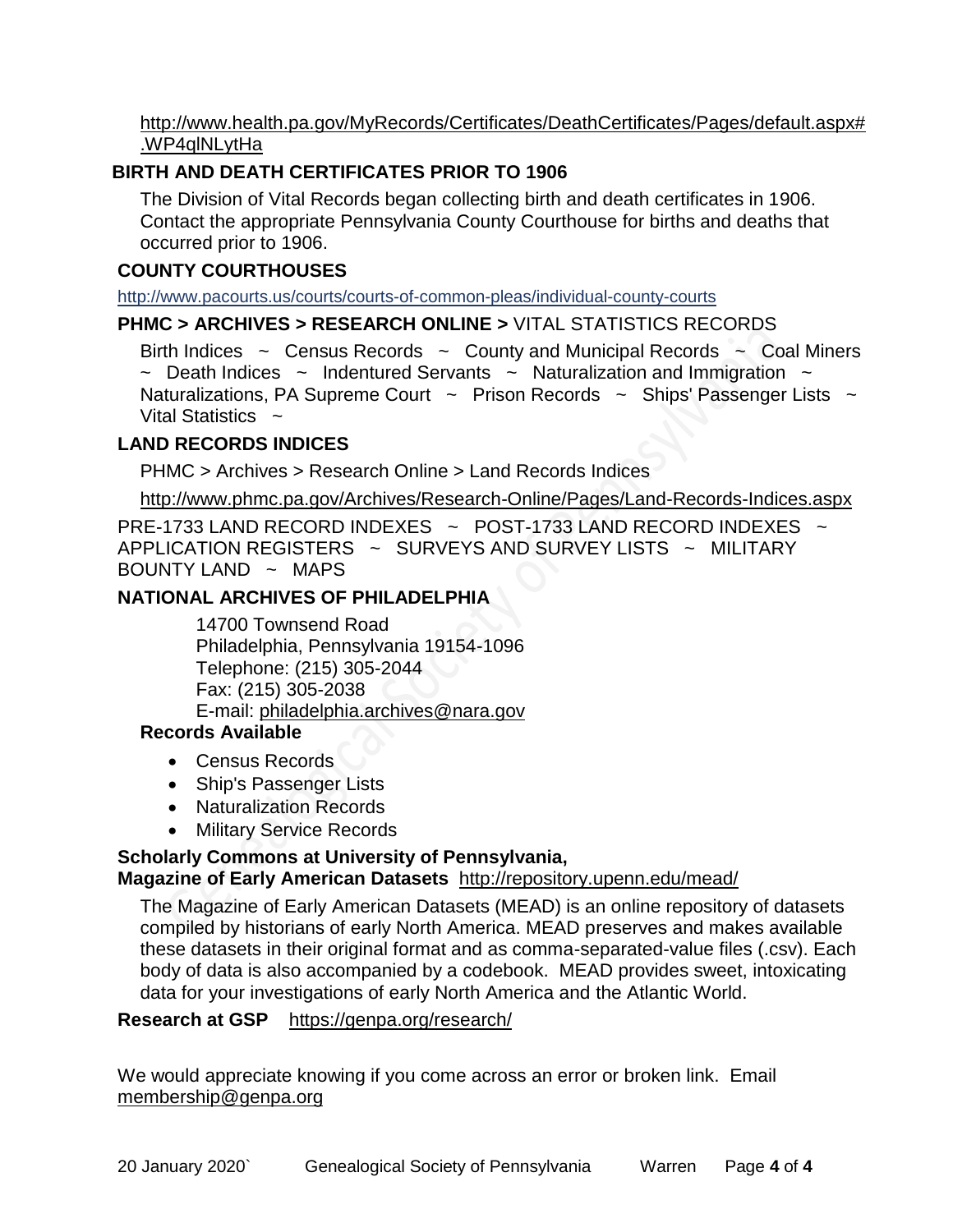http://www.health.pa.gov/MyRecords/Certificates/DeathCertificates/Pages/default.aspx#.WP4qlNLytHa

## BIRTH AND DEATH CERTIFICATES PRIOR TO 1906

The Division of Vital Records began collecting birth and death certificates in 1906. Contact the appropriate Pennsylvania County Courthouse for births and deaths that occurred prior to 1906.

## COUNTY COURTHOUSES

http://www.pacourts.us/courts/courts-of-common-pleas/individual-county-courts

## PHMC > ARCHIVES > RESEARCH ONLINE > VITAL STATISTICS RECORDS

Birth Indices ~ Census Records ~ County and Municipal Records ~ Coal Miners ~ Death Indices ~ Indentured Servants ~ Naturalization and Immigration ~ Naturalizations, PA Supreme Court ~ Prison Records ~ Ships' Passenger Lists ~ Vital Statistics ~

## LAND RECORDS INDICES

PHMC > Archives > Research Online > Land Records Indices

http://www.phmc.pa.gov/Archives/Research-Online/Pages/Land-Records-Indices.aspx

PRE-1733 LAND RECORD INDEXES ~ POST-1733 LAND RECORD INDEXES ~ APPLICATION REGISTERS ~ SURVEYS AND SURVEY LISTS ~ MILITARY BOUNTY LAND ~ MAPS

## NATIONAL ARCHIVES OF PHILADELPHIA

14700 Townsend Road  
Philadelphia, Pennsylvania 19154-1096  
Telephone: (215) 305-2044  
Fax: (215) 305-2038  
E-mail: philadelphia.archives@nara.gov

**Records Available**

- Census Records
- Ship's Passenger Lists
- Naturalization Records
- Military Service Records

**Scholarly Commons at University of Pennsylvania,**  
**Magazine of Early American Datasets** http://repository.upenn.edu/mead/

The Magazine of Early American Datasets (MEAD) is an online repository of datasets compiled by historians of early North America. MEAD preserves and makes available these datasets in their original format and as comma-separated-value files (.csv). Each body of data is also accompanied by a codebook. MEAD provides sweet, intoxicating data for your investigations of early North America and the Atlantic World.

**Research at GSP** https://genpa.org/research/

We would appreciate knowing if you come across an error or broken link. Email membership@genpa.org